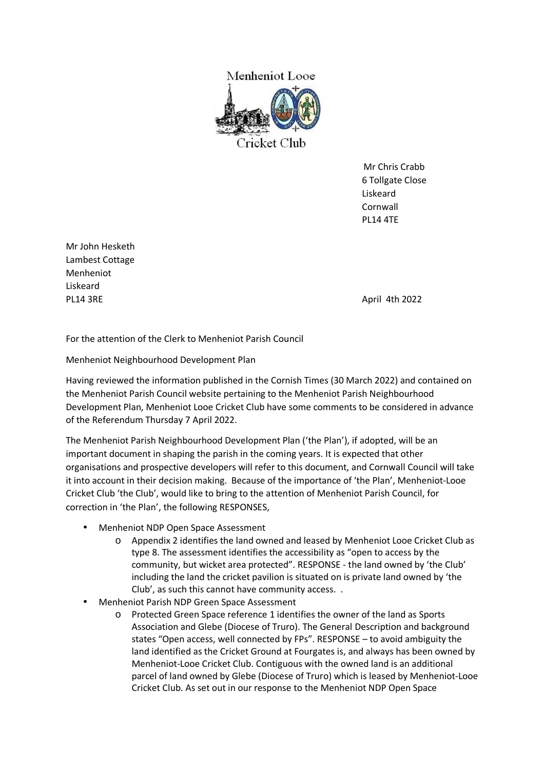Menheniot Looe

Cricket Club

Mr Chris Crabb
6 Tollgate Close
Liskeard
Cornwall
PL14 4TE

Mr John Hesketh
Lambest Cottage
Menheniot
Liskeard
PL14 3RE

April 4th 2022

For the attention of the Clerk to Menheniot Parish Council

Menheniot Neighbourhood Development Plan

Having reviewed the information published in the Cornish Times (30 March 2022) and contained on the Menheniot Parish Council website pertaining to the Menheniot Parish Neighbourhood Development Plan, Menheniot Looe Cricket Club have some comments to be considered in advance of the Referendum Thursday 7 April 2022.

The Menheniot Parish Neighbourhood Development Plan ('the Plan'), if adopted, will be an important document in shaping the parish in the coming years. It is expected that other organisations and prospective developers will refer to this document, and Cornwall Council will take it into account in their decision making. Because of the importance of 'the Plan', Menheniot-Looe Cricket Club 'the Club', would like to bring to the attention of Menheniot Parish Council, for correction in 'the Plan', the following RESPONSES,

- Menheniot NDP Open Space Assessment
  - Appendix 2 identifies the land owned and leased by Menheniot Looe Cricket Club as type 8. The assessment identifies the accessibility as "open to access by the community, but wicket area protected". RESPONSE - the land owned by 'the Club' including the land the cricket pavilion is situated on is private land owned by 'the Club', as such this cannot have community access. .
- Menheniot Parish NDP Green Space Assessment
  - Protected Green Space reference 1 identifies the owner of the land as Sports Association and Glebe (Diocese of Truro). The General Description and background states "Open access, well connected by FPs". RESPONSE – to avoid ambiguity the land identified as the Cricket Ground at Fourgates is, and always has been owned by Menheniot-Looe Cricket Club. Contiguous with the owned land is an additional parcel of land owned by Glebe (Diocese of Truro) which is leased by Menheniot-Looe Cricket Club. As set out in our response to the Menheniot NDP Open Space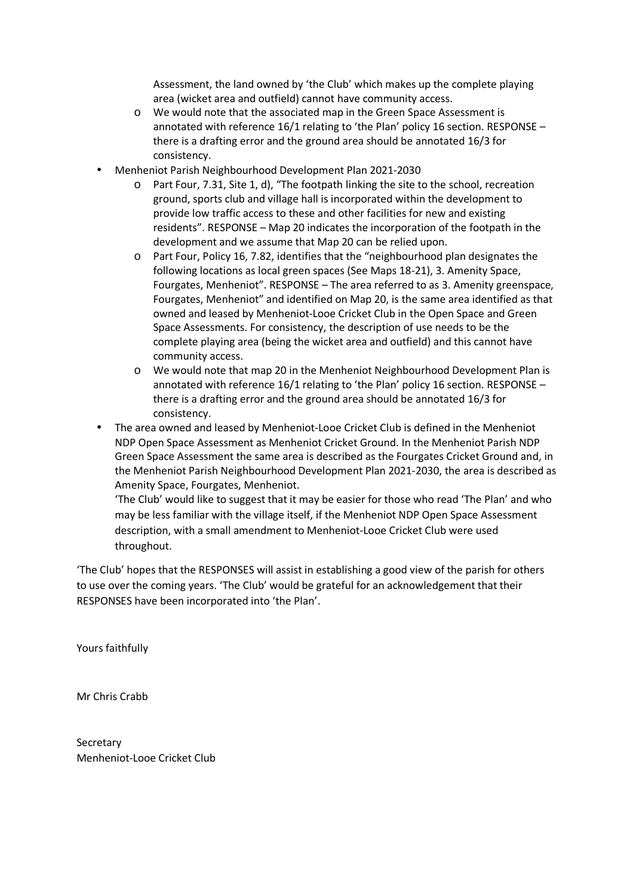Assessment, the land owned by 'the Club' which makes up the complete playing area (wicket area and outfield) cannot have community access.

- We would note that the associated map in the Green Space Assessment is annotated with reference 16/1 relating to 'the Plan' policy 16 section. RESPONSE – there is a drafting error and the ground area should be annotated 16/3 for consistency.

- Menheniot Parish Neighbourhood Development Plan 2021-2030
  - Part Four, 7.31, Site 1, d), "The footpath linking the site to the school, recreation ground, sports club and village hall is incorporated within the development to provide low traffic access to these and other facilities for new and existing residents". RESPONSE – Map 20 indicates the incorporation of the footpath in the development and we assume that Map 20 can be relied upon.
  - Part Four, Policy 16, 7.82, identifies that the "neighbourhood plan designates the following locations as local green spaces (See Maps 18-21), 3. Amenity Space, Fourgates, Menheniot". RESPONSE – The area referred to as 3. Amenity greenspace, Fourgates, Menheniot" and identified on Map 20, is the same area identified as that owned and leased by Menheniot-Looe Cricket Club in the Open Space and Green Space Assessments. For consistency, the description of use needs to be the complete playing area (being the wicket area and outfield) and this cannot have community access.
  - We would note that map 20 in the Menheniot Neighbourhood Development Plan is annotated with reference 16/1 relating to 'the Plan' policy 16 section. RESPONSE – there is a drafting error and the ground area should be annotated 16/3 for consistency.
- The area owned and leased by Menheniot-Looe Cricket Club is defined in the Menheniot NDP Open Space Assessment as Menheniot Cricket Ground. In the Menheniot Parish NDP Green Space Assessment the same area is described as the Fourgates Cricket Ground and, in the Menheniot Parish Neighbourhood Development Plan 2021-2030, the area is described as Amenity Space, Fourgates, Menheniot.
  'The Club' would like to suggest that it may be easier for those who read 'The Plan' and who may be less familiar with the village itself, if the Menheniot NDP Open Space Assessment description, with a small amendment to Menheniot-Looe Cricket Club were used throughout.

'The Club' hopes that the RESPONSES will assist in establishing a good view of the parish for others to use over the coming years. 'The Club' would be grateful for an acknowledgement that their RESPONSES have been incorporated into 'the Plan'.

Yours faithfully

Mr Chris Crabb

Secretary
Menheniot-Looe Cricket Club